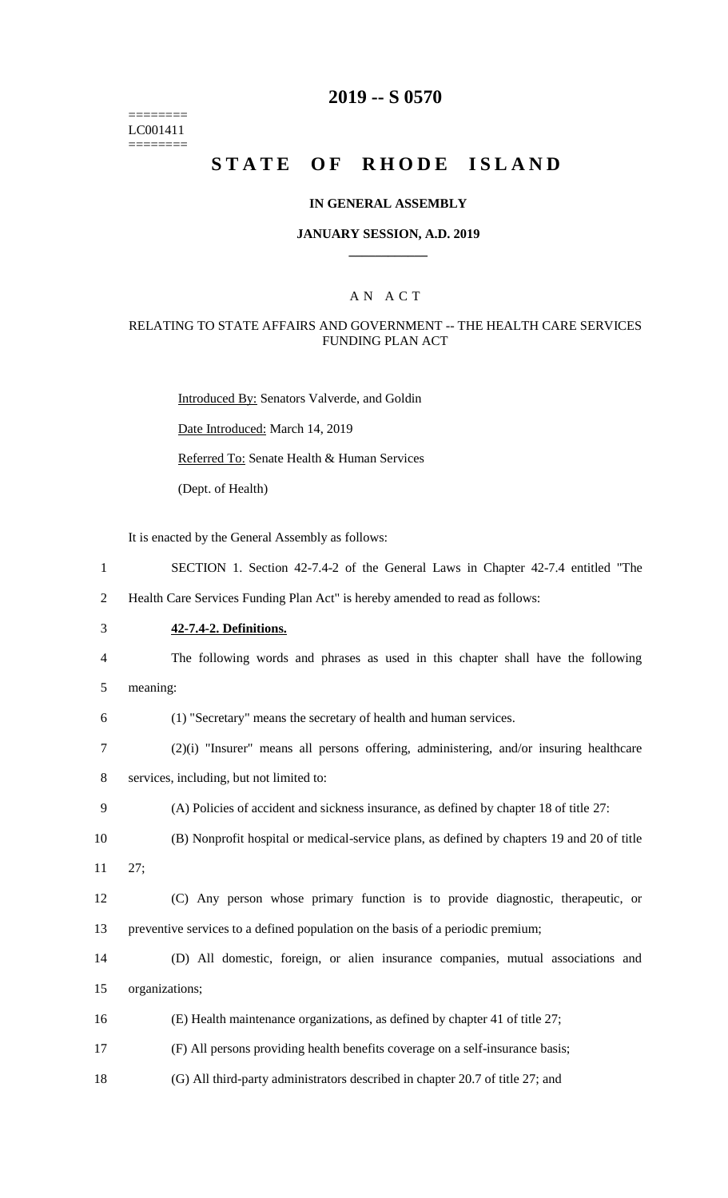========
LC001411
========

# 2019 -- S 0570

# STATE OF RHODE ISLAND

**IN GENERAL ASSEMBLY**

**JANUARY SESSION, A.D. 2019**

A N A C T

RELATING TO STATE AFFAIRS AND GOVERNMENT -- THE HEALTH CARE SERVICES FUNDING PLAN ACT

Introduced By: Senators Valverde, and Goldin

Date Introduced: March 14, 2019

Referred To: Senate Health & Human Services

(Dept. of Health)

It is enacted by the General Assembly as follows:

SECTION 1. Section 42-7.4-2 of the General Laws in Chapter 42-7.4 entitled "The Health Care Services Funding Plan Act" is hereby amended to read as follows:

**42-7.4-2. Definitions.**

The following words and phrases as used in this chapter shall have the following meaning:

(1) "Secretary" means the secretary of health and human services.

(2)(i) "Insurer" means all persons offering, administering, and/or insuring healthcare services, including, but not limited to:

(A) Policies of accident and sickness insurance, as defined by chapter 18 of title 27:

(B) Nonprofit hospital or medical-service plans, as defined by chapters 19 and 20 of title 27;

(C) Any person whose primary function is to provide diagnostic, therapeutic, or preventive services to a defined population on the basis of a periodic premium;

(D) All domestic, foreign, or alien insurance companies, mutual associations and organizations;

(E) Health maintenance organizations, as defined by chapter 41 of title 27;

(F) All persons providing health benefits coverage on a self-insurance basis;

(G) All third-party administrators described in chapter 20.7 of title 27; and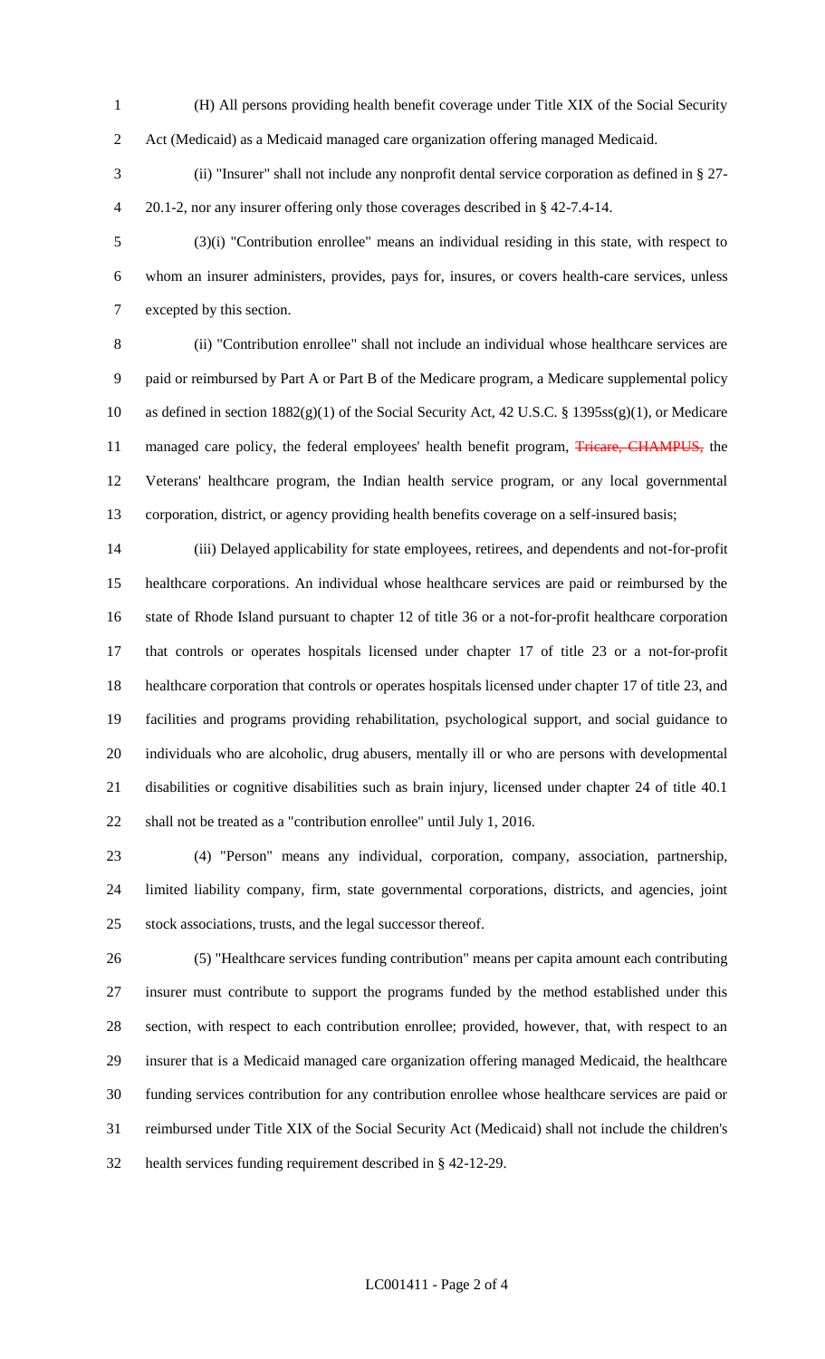(H) All persons providing health benefit coverage under Title XIX of the Social Security Act (Medicaid) as a Medicaid managed care organization offering managed Medicaid.

(ii) "Insurer" shall not include any nonprofit dental service corporation as defined in § 27-20.1-2, nor any insurer offering only those coverages described in § 42-7.4-14.

(3)(i) "Contribution enrollee" means an individual residing in this state, with respect to whom an insurer administers, provides, pays for, insures, or covers health-care services, unless excepted by this section.

(ii) "Contribution enrollee" shall not include an individual whose healthcare services are paid or reimbursed by Part A or Part B of the Medicare program, a Medicare supplemental policy as defined in section 1882(g)(1) of the Social Security Act, 42 U.S.C. § 1395ss(g)(1), or Medicare managed care policy, the federal employees' health benefit program, ~~Tricare, CHAMPUS,~~ the Veterans' healthcare program, the Indian health service program, or any local governmental corporation, district, or agency providing health benefits coverage on a self-insured basis;

(iii) Delayed applicability for state employees, retirees, and dependents and not-for-profit healthcare corporations. An individual whose healthcare services are paid or reimbursed by the state of Rhode Island pursuant to chapter 12 of title 36 or a not-for-profit healthcare corporation that controls or operates hospitals licensed under chapter 17 of title 23 or a not-for-profit healthcare corporation that controls or operates hospitals licensed under chapter 17 of title 23, and facilities and programs providing rehabilitation, psychological support, and social guidance to individuals who are alcoholic, drug abusers, mentally ill or who are persons with developmental disabilities or cognitive disabilities such as brain injury, licensed under chapter 24 of title 40.1 shall not be treated as a "contribution enrollee" until July 1, 2016.

(4) "Person" means any individual, corporation, company, association, partnership, limited liability company, firm, state governmental corporations, districts, and agencies, joint stock associations, trusts, and the legal successor thereof.

(5) "Healthcare services funding contribution" means per capita amount each contributing insurer must contribute to support the programs funded by the method established under this section, with respect to each contribution enrollee; provided, however, that, with respect to an insurer that is a Medicaid managed care organization offering managed Medicaid, the healthcare funding services contribution for any contribution enrollee whose healthcare services are paid or reimbursed under Title XIX of the Social Security Act (Medicaid) shall not include the children's health services funding requirement described in § 42-12-29.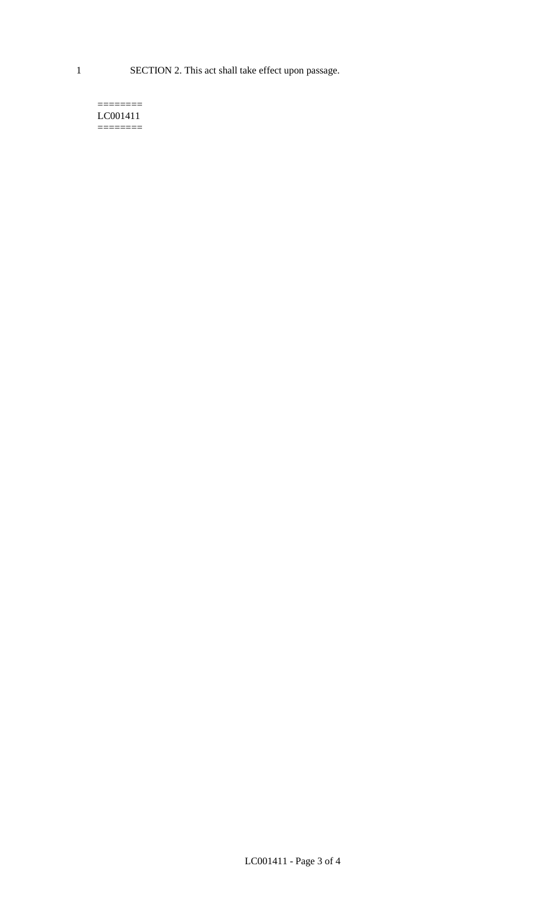1 SECTION 2. This act shall take effect upon passage.

========
LC001411
========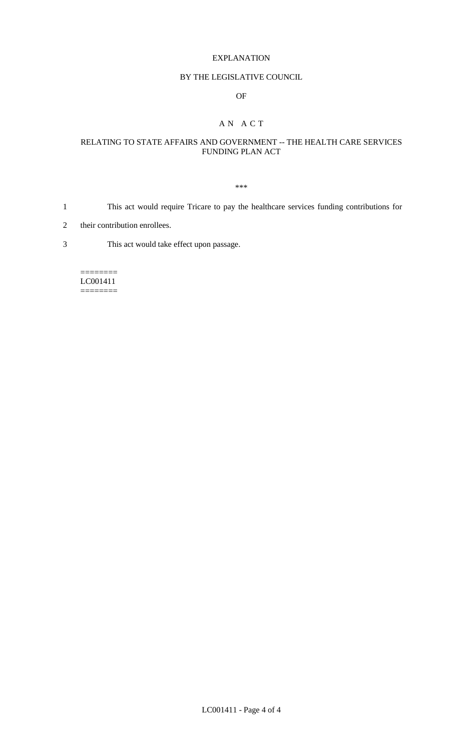EXPLANATION

BY THE LEGISLATIVE COUNCIL

OF

A N A C T

RELATING TO STATE AFFAIRS AND GOVERNMENT -- THE HEALTH CARE SERVICES FUNDING PLAN ACT

\*\*\*

1 This act would require Tricare to pay the healthcare services funding contributions for

2 their contribution enrollees.

3 This act would take effect upon passage.

========
LC001411
========